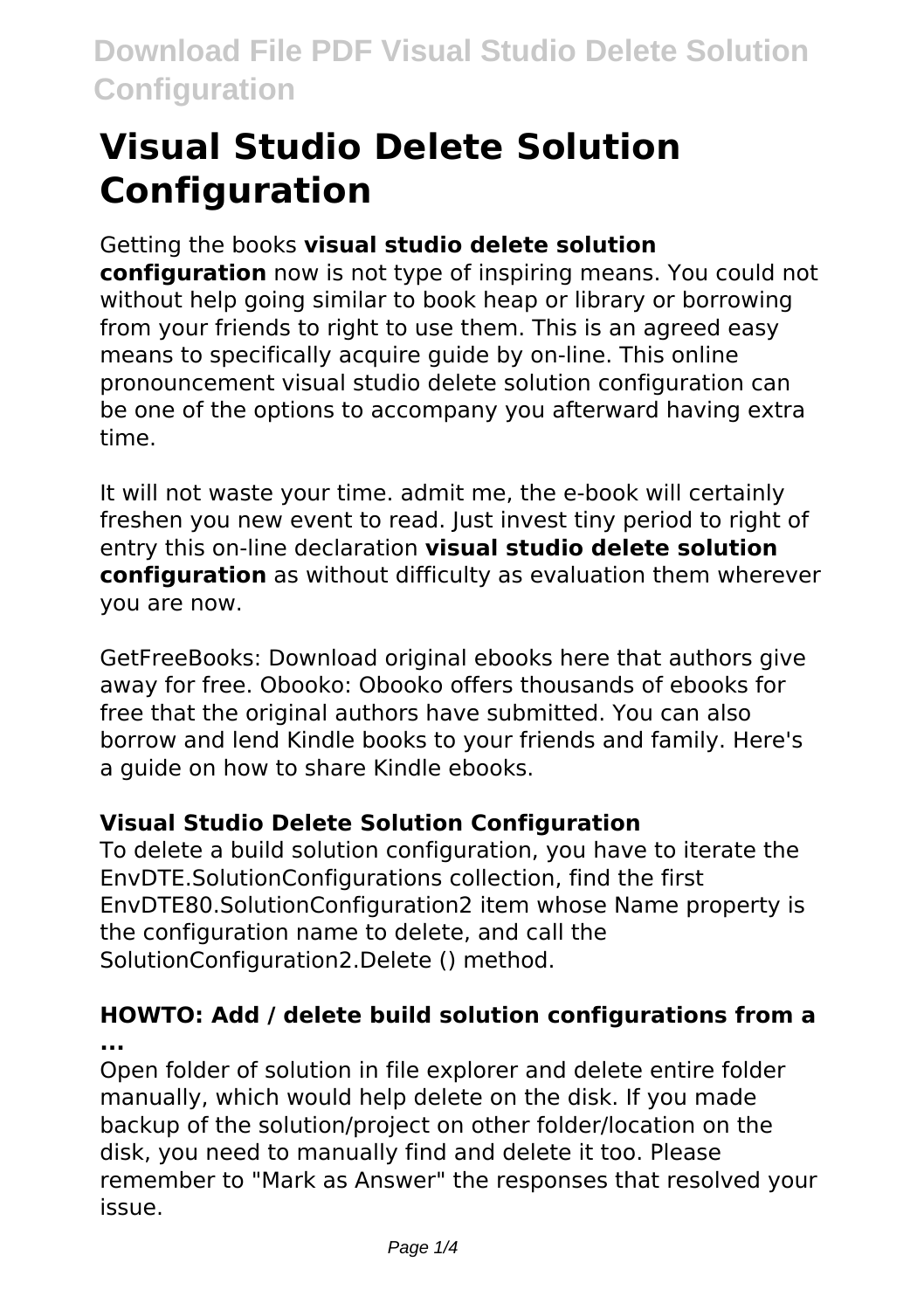# Visual Studio Delete Solution Configuration

Getting the books **visual studio delete solution configuration** now is not type of inspiring means. You could not without help going similar to book heap or library or borrowing from your friends to right to use them. This is an agreed easy means to specifically acquire guide by on-line. This online pronouncement visual studio delete solution configuration can be one of the options to accompany you afterward having extra time.

It will not waste your time. admit me, the e-book will certainly freshen you new event to read. Just invest tiny period to right of entry this on-line declaration **visual studio delete solution configuration** as without difficulty as evaluation them wherever you are now.

GetFreeBooks: Download original ebooks here that authors give away for free. Obooko: Obooko offers thousands of ebooks for free that the original authors have submitted. You can also borrow and lend Kindle books to your friends and family. Here's a guide on how to share Kindle ebooks.

### Visual Studio Delete Solution Configuration

To delete a build solution configuration, you have to iterate the EnvDTE.SolutionConfigurations collection, find the first EnvDTE80.SolutionConfiguration2 item whose Name property is the configuration name to delete, and call the SolutionConfiguration2.Delete () method.

### HOWTO: Add / delete build solution configurations from a ...

Open folder of solution in file explorer and delete entire folder manually, which would help delete on the disk. If you made backup of the solution/project on other folder/location on the disk, you need to manually find and delete it too. Please remember to "Mark as Answer" the responses that resolved your issue.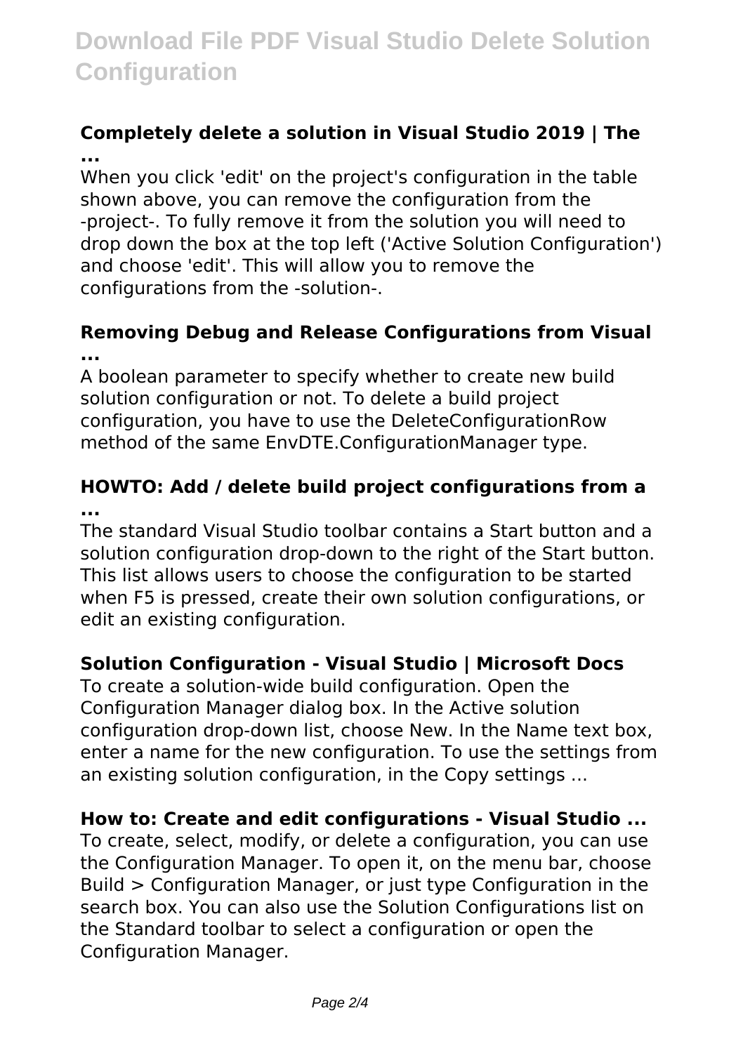### Completely delete a solution in Visual Studio 2019 | The ...

When you click 'edit' on the project's configuration in the table shown above, you can remove the configuration from the -project-. To fully remove it from the solution you will need to drop down the box at the top left ('Active Solution Configuration') and choose 'edit'. This will allow you to remove the configurations from the -solution-.

### Removing Debug and Release Configurations from Visual ...

A boolean parameter to specify whether to create new build solution configuration or not. To delete a build project configuration, you have to use the DeleteConfigurationRow method of the same EnvDTE.ConfigurationManager type.

### HOWTO: Add / delete build project configurations from a ...

The standard Visual Studio toolbar contains a Start button and a solution configuration drop-down to the right of the Start button. This list allows users to choose the configuration to be started when F5 is pressed, create their own solution configurations, or edit an existing configuration.

### Solution Configuration - Visual Studio | Microsoft Docs

To create a solution-wide build configuration. Open the Configuration Manager dialog box. In the Active solution configuration drop-down list, choose New. In the Name text box, enter a name for the new configuration. To use the settings from an existing solution configuration, in the Copy settings ...

### How to: Create and edit configurations - Visual Studio ...

To create, select, modify, or delete a configuration, you can use the Configuration Manager. To open it, on the menu bar, choose Build > Configuration Manager, or just type Configuration in the search box. You can also use the Solution Configurations list on the Standard toolbar to select a configuration or open the Configuration Manager.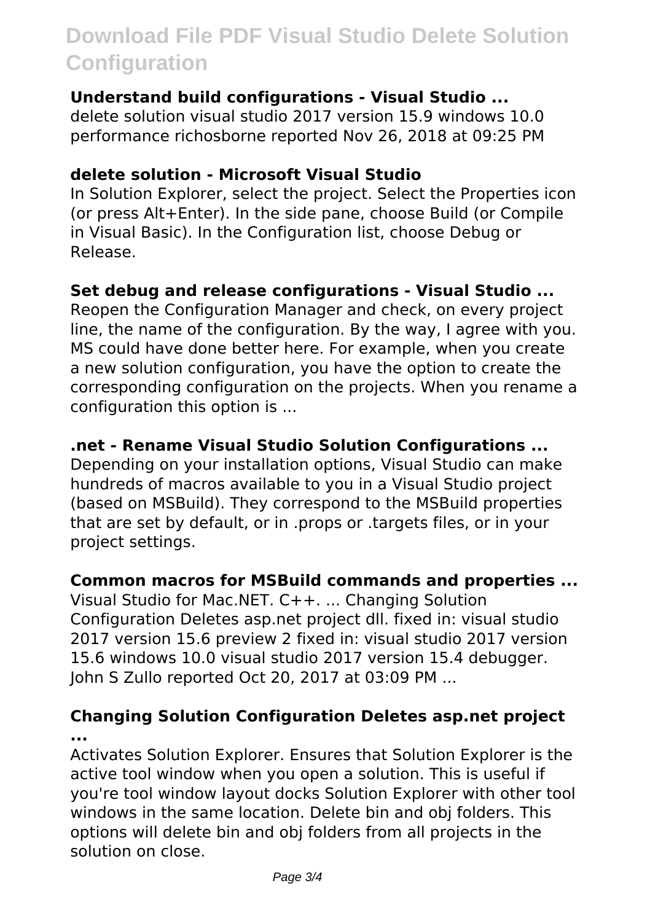**Understand build configurations - Visual Studio ...**

delete solution visual studio 2017 version 15.9 windows 10.0 performance richosborne reported Nov 26, 2018 at 09:25 PM

**delete solution - Microsoft Visual Studio**

In Solution Explorer, select the project. Select the Properties icon (or press Alt+Enter). In the side pane, choose Build (or Compile in Visual Basic). In the Configuration list, choose Debug or Release.

**Set debug and release configurations - Visual Studio ...**

Reopen the Configuration Manager and check, on every project line, the name of the configuration. By the way, I agree with you. MS could have done better here. For example, when you create a new solution configuration, you have the option to create the corresponding configuration on the projects. When you rename a configuration this option is ...

**.net - Rename Visual Studio Solution Configurations ...**

Depending on your installation options, Visual Studio can make hundreds of macros available to you in a Visual Studio project (based on MSBuild). They correspond to the MSBuild properties that are set by default, or in .props or .targets files, or in your project settings.

**Common macros for MSBuild commands and properties ...**

Visual Studio for Mac.NET. C++. ... Changing Solution Configuration Deletes asp.net project dll. fixed in: visual studio 2017 version 15.6 preview 2 fixed in: visual studio 2017 version 15.6 windows 10.0 visual studio 2017 version 15.4 debugger. John S Zullo reported Oct 20, 2017 at 03:09 PM ...

**Changing Solution Configuration Deletes asp.net project ...**

Activates Solution Explorer. Ensures that Solution Explorer is the active tool window when you open a solution. This is useful if you're tool window layout docks Solution Explorer with other tool windows in the same location. Delete bin and obj folders. This options will delete bin and obj folders from all projects in the solution on close.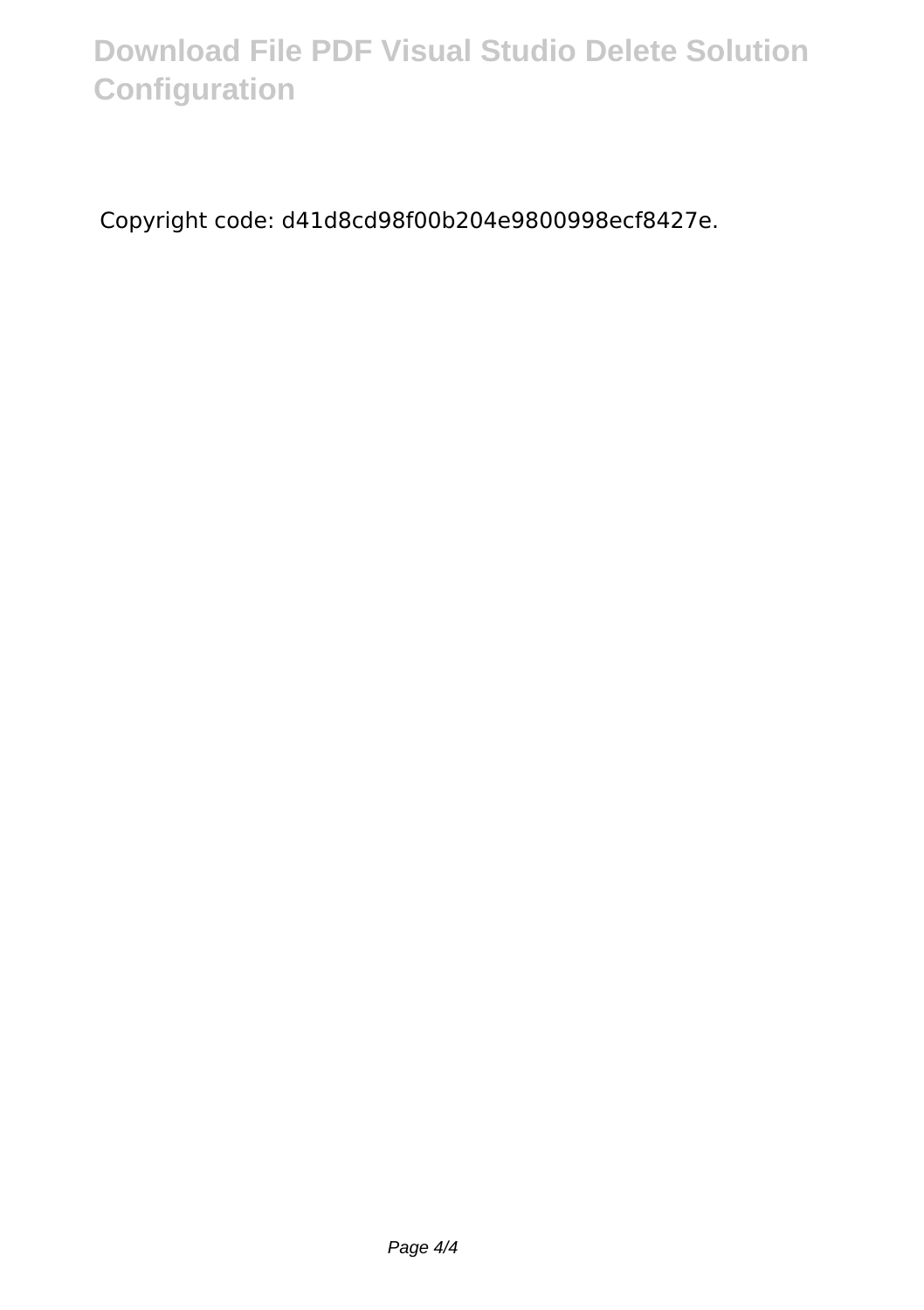Copyright code: d41d8cd98f00b204e9800998ecf8427e.